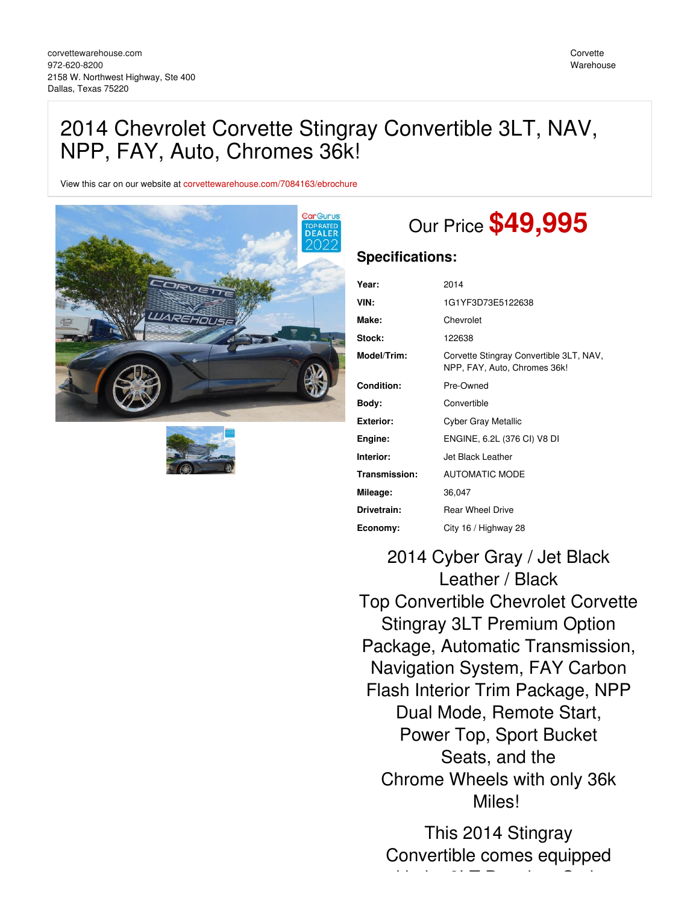corvettewarehouse.com
972-620-8200
2158 W. Northwest Highway, Ste 400
Dallas, Texas 75220

Corvette
Warehouse

# 2014 Chevrolet Corvette Stingray Convertible 3LT, NAV, NPP, FAY, Auto, Chromes 36k!

View this car on our website at corvettewarehouse.com/7084163/ebrochure

## Our Price **$49,995**

### Specifications:

| | |
|---|---|
| **Year:** | 2014 |
| **VIN:** | 1G1YF3D73E5122638 |
| **Make:** | Chevrolet |
| **Stock:** | 122638 |
| **Model/Trim:** | Corvette Stingray Convertible 3LT, NAV, NPP, FAY, Auto, Chromes 36k! |
| **Condition:** | Pre-Owned |
| **Body:** | Convertible |
| **Exterior:** | Cyber Gray Metallic |
| **Engine:** | ENGINE, 6.2L (376 CI) V8 DI |
| **Interior:** | Jet Black Leather |
| **Transmission:** | AUTOMATIC MODE |
| **Mileage:** | 36,047 |
| **Drivetrain:** | Rear Wheel Drive |
| **Economy:** | City 16 / Highway 28 |

2014 Cyber Gray / Jet Black Leather / Black Top Convertible Chevrolet Corvette Stingray 3LT Premium Option Package, Automatic Transmission, Navigation System, FAY Carbon Flash Interior Trim Package, NPP Dual Mode, Remote Start, Power Top, Sport Bucket Seats, and the Chrome Wheels with only 36k Miles!

This 2014 Stingray Convertible comes equipped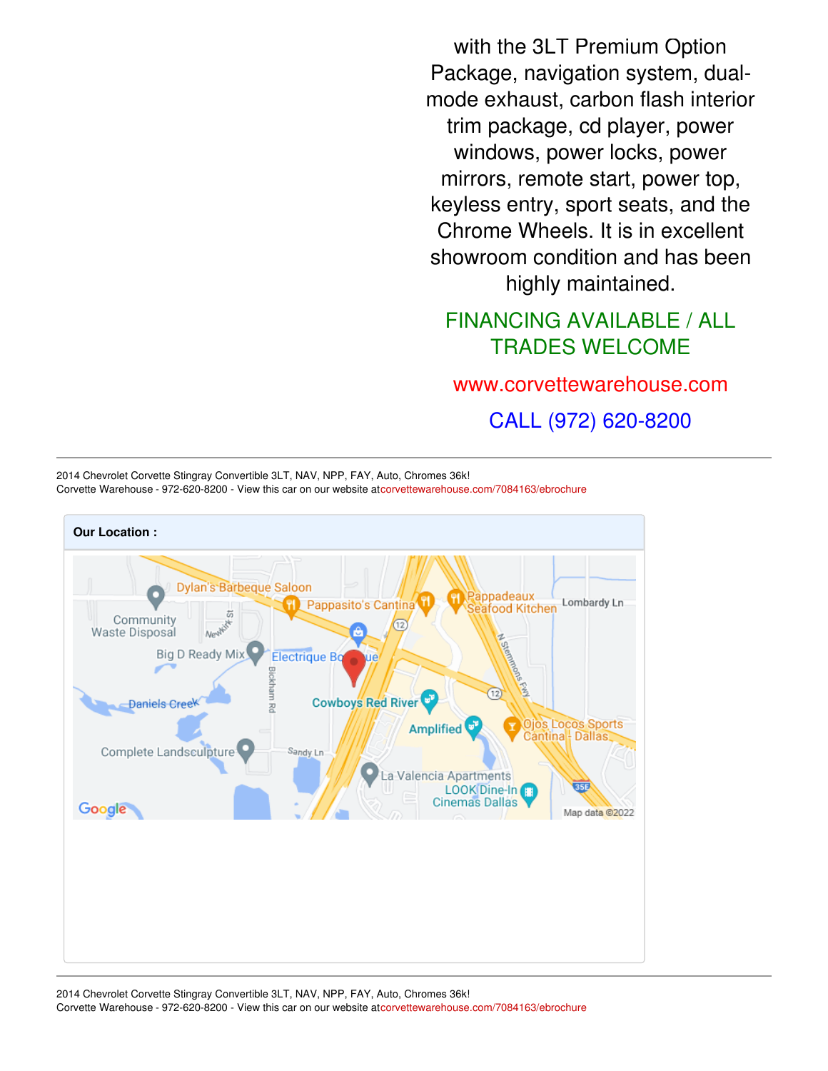with the 3LT Premium Option Package, navigation system, dual-mode exhaust, carbon flash interior trim package, cd player, power windows, power locks, power mirrors, remote start, power top, keyless entry, sport seats, and the Chrome Wheels. It is in excellent showroom condition and has been highly maintained.

FINANCING AVAILABLE / ALL TRADES WELCOME

www.corvettewarehouse.com

CALL (972) 620-8200

**Our Location :**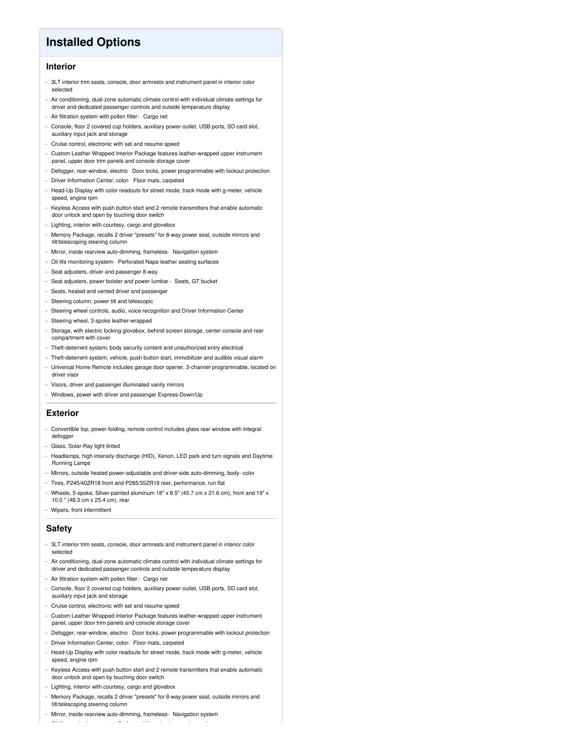# Installed Options

## Interior

- 3LT interior trim seats, console, door armrests and instrument panel in interior color selected
- Air conditioning, dual-zone automatic climate control with individual climate settings for driver and dedicated passenger controls and outside temperature display
- Air filtration system with pollen filter- Cargo net
- Console, floor 2 covered cup holders, auxiliary power outlet, USB ports, SD card slot, auxiliary input jack and storage
- Cruise control, electronic with set and resume speed
- Custom Leather Wrapped Interior Package features leather-wrapped upper instrument panel, upper door trim panels and console storage cover
- Defogger, rear-window, electric- Door locks, power programmable with lockout protection
- Driver Information Center, color- Floor mats, carpeted
- Head-Up Display with color readouts for street mode, track mode with g-meter, vehicle speed, engine rpm
- Keyless Access with push button start and 2 remote transmitters that enable automatic door unlock and open by touching door switch
- Lighting, interior with courtesy, cargo and glovebox
- Memory Package, recalls 2 driver "presets" for 8-way power seat, outside mirrors and tilt/telescoping steering column
- Mirror, inside rearview auto-dimming, frameless- Navigation system
- Oil life monitoring system- Perforated Napa leather seating surfaces
- Seat adjusters, driver and passenger 8-way
- Seat adjusters, power bolster and power lumbar- Seats, GT bucket
- Seats, heated and vented driver and passenger
- Steering column, power tilt and telescopic
- Steering wheel controls, audio, voice recognition and Driver Information Center
- Steering wheel, 3-spoke leather-wrapped
- Storage, with electric locking glovebox, behind screen storage, center console and rear compartment with cover
- Theft-deterrent system, body security content and unauthorized entry electrical
- Theft-deterrent system, vehicle, push button start, immobilizer and audible visual alarm
- Universal Home Remote includes garage door opener, 3-channel programmable, located on driver visor
- Visors, driver and passenger illuminated vanity mirrors
- Windows, power with driver and passenger Express-Down/Up

## Exterior

- Convertible top, power-folding, remote control includes glass rear window with integral defogger
- Glass, Solar-Ray light-tinted
- Headlamps, high intensity discharge (HID), Xenon, LED park and turn signals and Daytime Running Lamps
- Mirrors, outside heated power-adjustable and driver-side auto-dimming, body- color
- Tires, P245/40ZR18 front and P285/35ZR19 rear, performance, run flat
- Wheels, 5-spoke, Silver-painted aluminum 18" x 8.5" (45.7 cm x 21.6 cm), front and 19" x 10.0 " (48.3 cm x 25.4 cm), rear
- Wipers, front intermittent

## Safety

- 3LT interior trim seats, console, door armrests and instrument panel in interior color selected
- Air conditioning, dual-zone automatic climate control with individual climate settings for driver and dedicated passenger controls and outside temperature display
- Air filtration system with pollen filter- Cargo net
- Console, floor 2 covered cup holders, auxiliary power outlet, USB ports, SD card slot, auxiliary input jack and storage
- Cruise control, electronic with set and resume speed
- Custom Leather Wrapped Interior Package features leather-wrapped upper instrument panel, upper door trim panels and console storage cover
- Defogger, rear-window, electric- Door locks, power programmable with lockout protection
- Driver Information Center, color- Floor mats, carpeted
- Head-Up Display with color readouts for street mode, track mode with g-meter, vehicle speed, engine rpm
- Keyless Access with push button start and 2 remote transmitters that enable automatic door unlock and open by touching door switch
- Lighting, interior with courtesy, cargo and glovebox
- Memory Package, recalls 2 driver "presets" for 8-way power seat, outside mirrors and tilt/telescoping steering column
- Mirror, inside rearview auto-dimming, frameless- Navigation system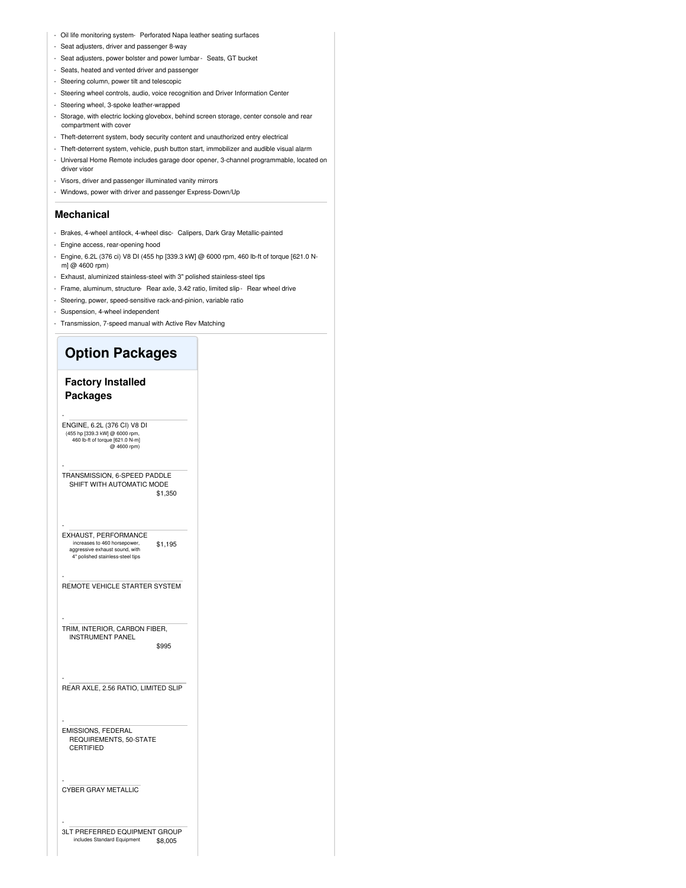- Oil life monitoring system
- Perforated Napa leather seating surfaces
- Seat adjusters, driver and passenger 8-way
- Seat adjusters, power bolster and power lumbar
- Seats, GT bucket
- Seats, heated and vented driver and passenger
- Steering column, power tilt and telescopic
- Steering wheel controls, audio, voice recognition and Driver Information Center
- Steering wheel, 3-spoke leather-wrapped
- Storage, with electric locking glovebox, behind screen storage, center console and rear compartment with cover
- Theft-deterrent system, body security content and unauthorized entry electrical
- Theft-deterrent system, vehicle, push button start, immobilizer and audible visual alarm
- Universal Home Remote includes garage door opener, 3-channel programmable, located on driver visor
- Visors, driver and passenger illuminated vanity mirrors
- Windows, power with driver and passenger Express-Down/Up

### Mechanical

- Brakes, 4-wheel antilock, 4-wheel disc
- Calipers, Dark Gray Metallic-painted
- Engine access, rear-opening hood
- Engine, 6.2L (376 ci) V8 DI (455 hp [339.3 kW] @ 6000 rpm, 460 lb-ft of torque [621.0 N-m] @ 4600 rpm)
- Exhaust, aluminized stainless-steel with 3" polished stainless-steel tips
- Frame, aluminum, structure
- Rear axle, 3.42 ratio, limited slip
- Rear wheel drive
- Steering, power, speed-sensitive rack-and-pinion, variable ratio
- Suspension, 4-wheel independent
- Transmission, 7-speed manual with Active Rev Matching

## Option Packages

### Factory Installed Packages

- ENGINE, 6.2L (376 CI) V8 DI (455 hp [339.3 kW] @ 6000 rpm, 460 lb-ft of torque [621.0 N-m] @ 4600 rpm)
- TRANSMISSION, 6-SPEED PADDLE SHIFT WITH AUTOMATIC MODE — $1,350
- EXHAUST, PERFORMANCE increases to 460 horsepower, aggressive exhaust sound, with 4" polished stainless-steel tips — $1,195
- REMOTE VEHICLE STARTER SYSTEM
- TRIM, INTERIOR, CARBON FIBER, INSTRUMENT PANEL — $995
- REAR AXLE, 2.56 RATIO, LIMITED SLIP
- EMISSIONS, FEDERAL REQUIREMENTS, 50-STATE CERTIFIED
- CYBER GRAY METALLIC
- 3LT PREFERRED EQUIPMENT GROUP includes Standard Equipment — $8,005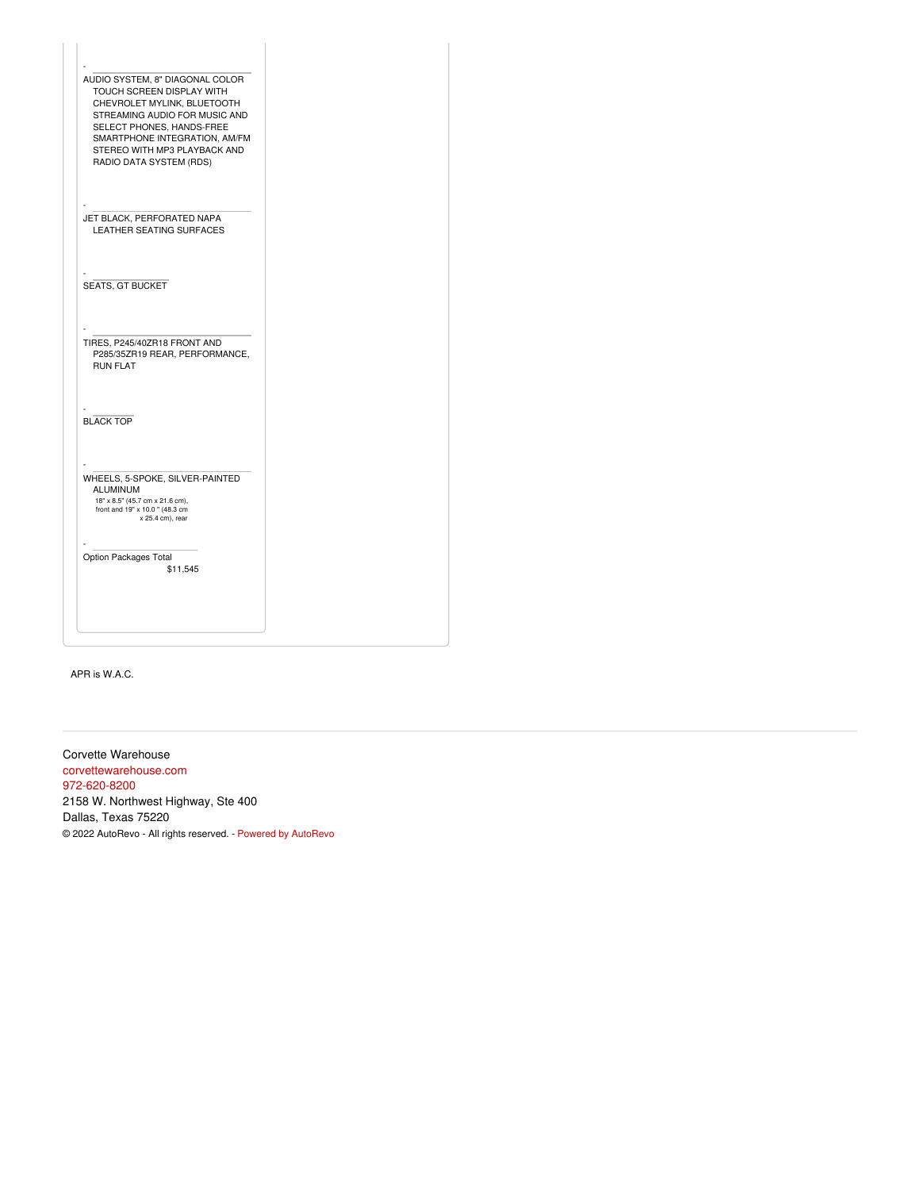- AUDIO SYSTEM, 8" DIAGONAL COLOR TOUCH SCREEN DISPLAY WITH CHEVROLET MYLINK, BLUETOOTH STREAMING AUDIO FOR MUSIC AND SELECT PHONES, HANDS-FREE SMARTPHONE INTEGRATION, AM/FM STEREO WITH MP3 PLAYBACK AND RADIO DATA SYSTEM (RDS)

- JET BLACK, PERFORATED NAPA LEATHER SEATING SURFACES

- SEATS, GT BUCKET

- TIRES, P245/40ZR18 FRONT AND P285/35ZR19 REAR, PERFORMANCE, RUN FLAT

- BLACK TOP

- WHEELS, 5-SPOKE, SILVER-PAINTED ALUMINUM
  18" x 8.5" (45.7 cm x 21.6 cm), front and 19" x 10.0 " (48.3 cm x 25.4 cm), rear

- Option Packages Total
  $11,545

APR is W.A.C.

---

Corvette Warehouse
corvettewarehouse.com
972-620-8200
2158 W. Northwest Highway, Ste 400
Dallas, Texas 75220
© 2022 AutoRevo - All rights reserved. - Powered by AutoRevo